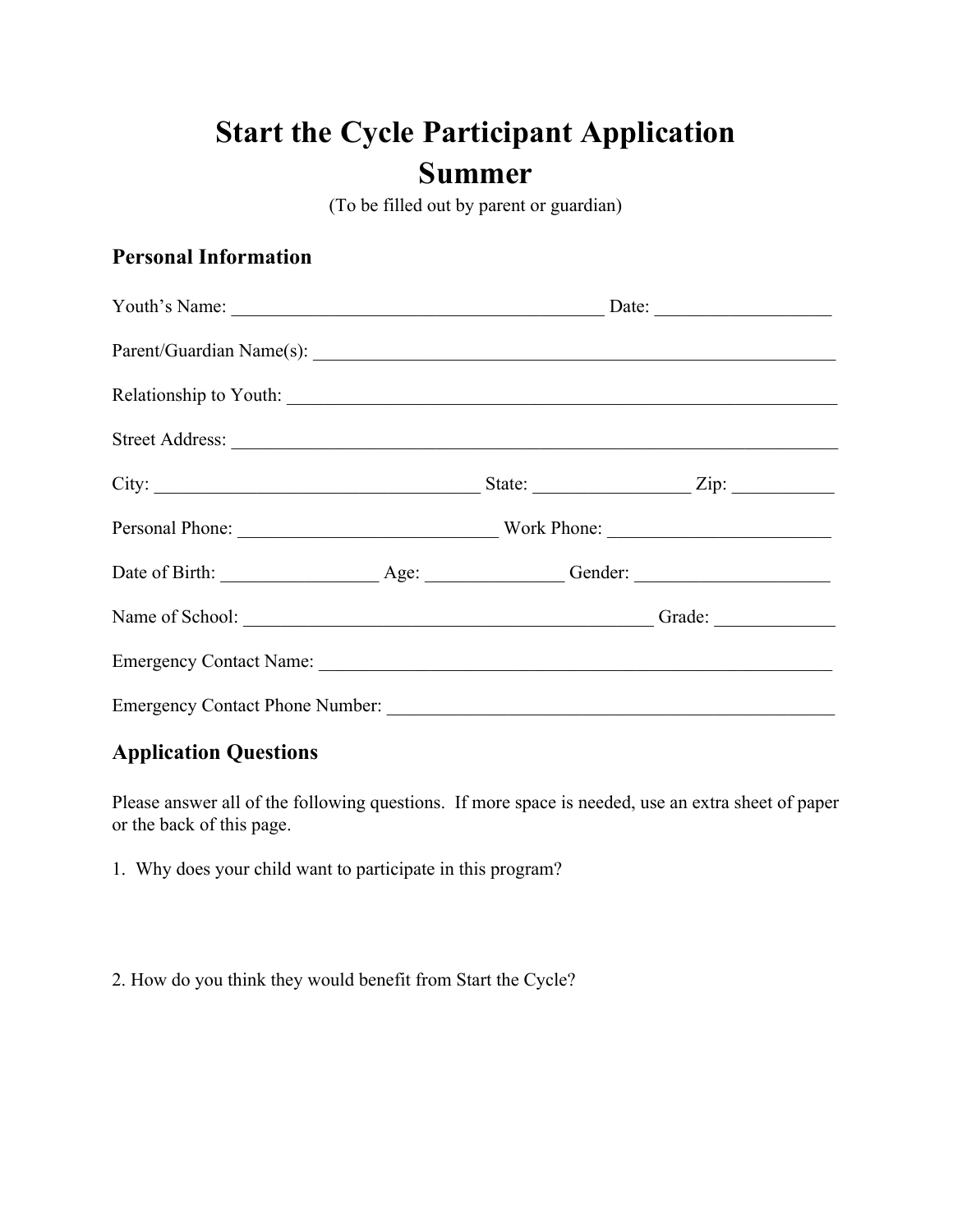# Start the Cycle Participant Application
# Summer

(To be filled out by parent or guardian)

## Personal Information

Youth's Name: ________________________________________ Date: __________________

Parent/Guardian Name(s): ________________________________________________________

Relationship to Youth: __________________________________________________________

Street Address: ______________________________________________________________

City: ___________________________________ State: ________________ Zip: __________

Personal Phone: ____________________________ Work Phone: _______________________

Date of Birth: ________________ Age: ______________ Gender: ____________________

Name of School: ____________________________________________ Grade: ____________

Emergency Contact Name: _______________________________________________________

Emergency Contact Phone Number: ________________________________________________

## Application Questions

Please answer all of the following questions. If more space is needed, use an extra sheet of paper or the back of this page.

1. Why does your child want to participate in this program?

2. How do you think they would benefit from Start the Cycle?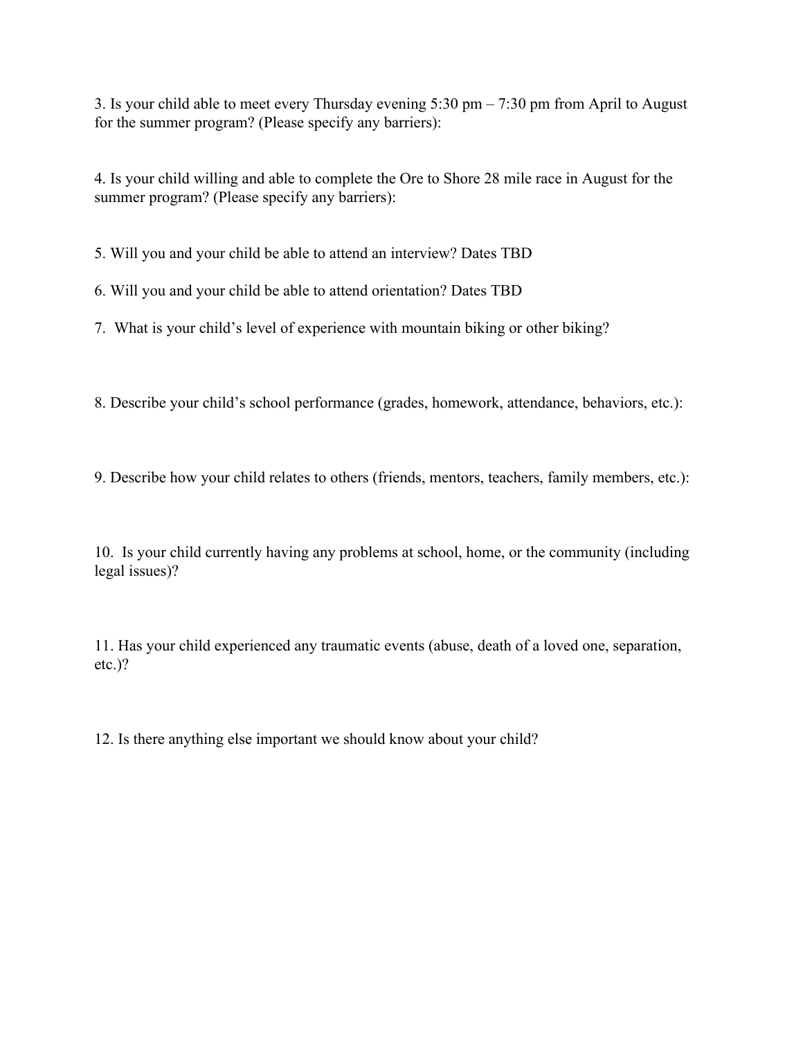3. Is your child able to meet every Thursday evening 5:30 pm – 7:30 pm from April to August for the summer program? (Please specify any barriers):

4. Is your child willing and able to complete the Ore to Shore 28 mile race in August for the summer program? (Please specify any barriers):

5. Will you and your child be able to attend an interview? Dates TBD

6. Will you and your child be able to attend orientation? Dates TBD

7. What is your child's level of experience with mountain biking or other biking?

8. Describe your child's school performance (grades, homework, attendance, behaviors, etc.):

9. Describe how your child relates to others (friends, mentors, teachers, family members, etc.):

10. Is your child currently having any problems at school, home, or the community (including legal issues)?

11. Has your child experienced any traumatic events (abuse, death of a loved one, separation, etc.)?

12. Is there anything else important we should know about your child?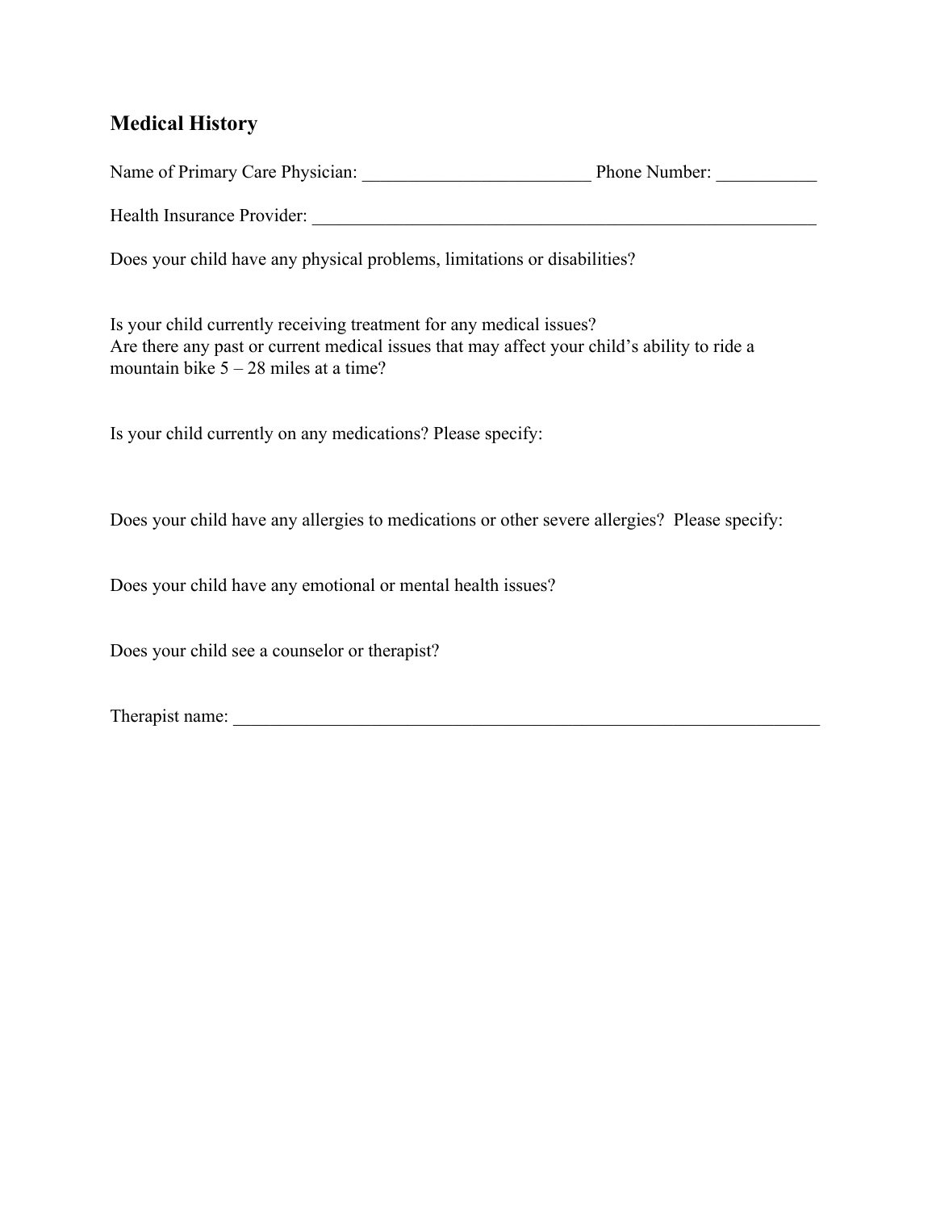## Medical History

Name of Primary Care Physician: _________________________ Phone Number: ___________

Health Insurance Provider: ___________________________________________________________

Does your child have any physical problems, limitations or disabilities?

Is your child currently receiving treatment for any medical issues?
Are there any past or current medical issues that may affect your child's ability to ride a mountain bike 5 – 28 miles at a time?

Is your child currently on any medications? Please specify:

Does your child have any allergies to medications or other severe allergies? Please specify:

Does your child have any emotional or mental health issues?

Does your child see a counselor or therapist?

Therapist name: ____________________________________________________________________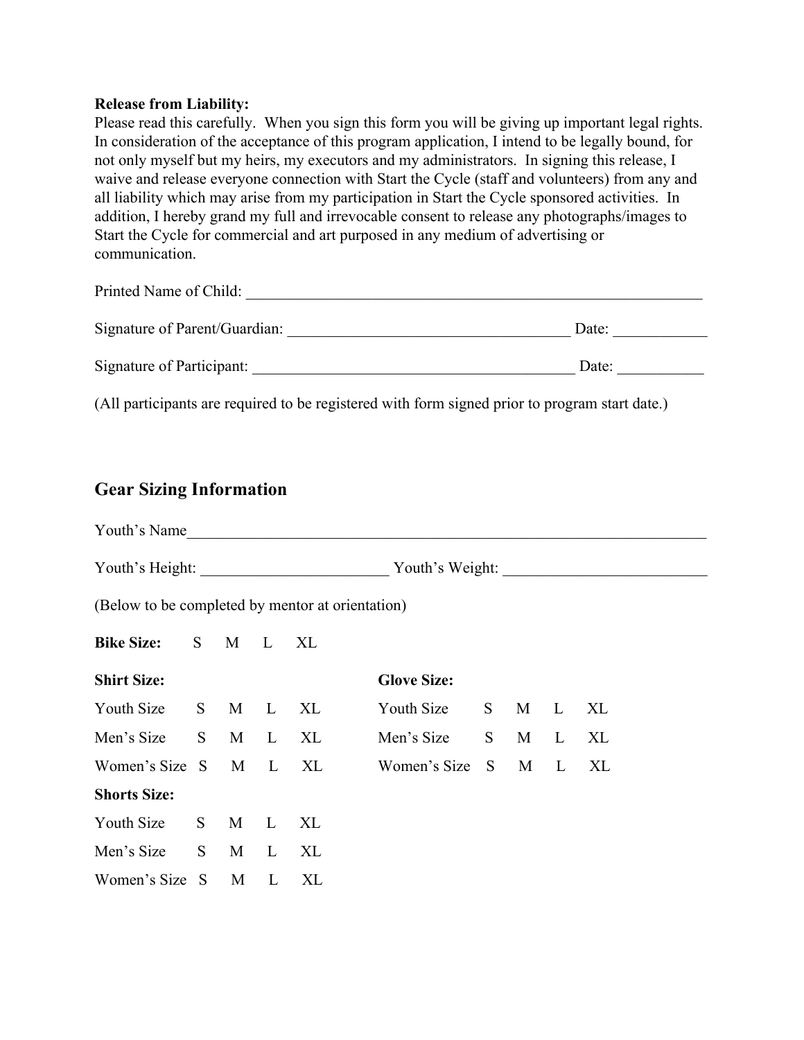**Release from Liability:**
Please read this carefully. When you sign this form you will be giving up important legal rights. In consideration of the acceptance of this program application, I intend to be legally bound, for not only myself but my heirs, my executors and my administrators. In signing this release, I waive and release everyone connection with Start the Cycle (staff and volunteers) from any and all liability which may arise from my participation in Start the Cycle sponsored activities. In addition, I hereby grand my full and irrevocable consent to release any photographs/images to Start the Cycle for commercial and art purposed in any medium of advertising or communication.

Printed Name of Child: ___________________________________________________________

Signature of Parent/Guardian: _____________________________________ Date: ____________

Signature of Participant: __________________________________________ Date: ___________

(All participants are required to be registered with form signed prior to program start date.)

## Gear Sizing Information

Youth's Name_________________________________________________________________

Youth's Height: ________________________ Youth's Weight: _________________________

(Below to be completed by mentor at orientation)

**Bike Size:** S M L XL

**Shirt Size:**

Youth Size S M L XL

Men's Size S M L XL

Women's Size S M L XL

**Glove Size:**

Youth Size S M L XL

Men's Size S M L XL

Women's Size S M L XL

**Shorts Size:**

Youth Size S M L XL

Men's Size S M L XL

Women's Size S M L XL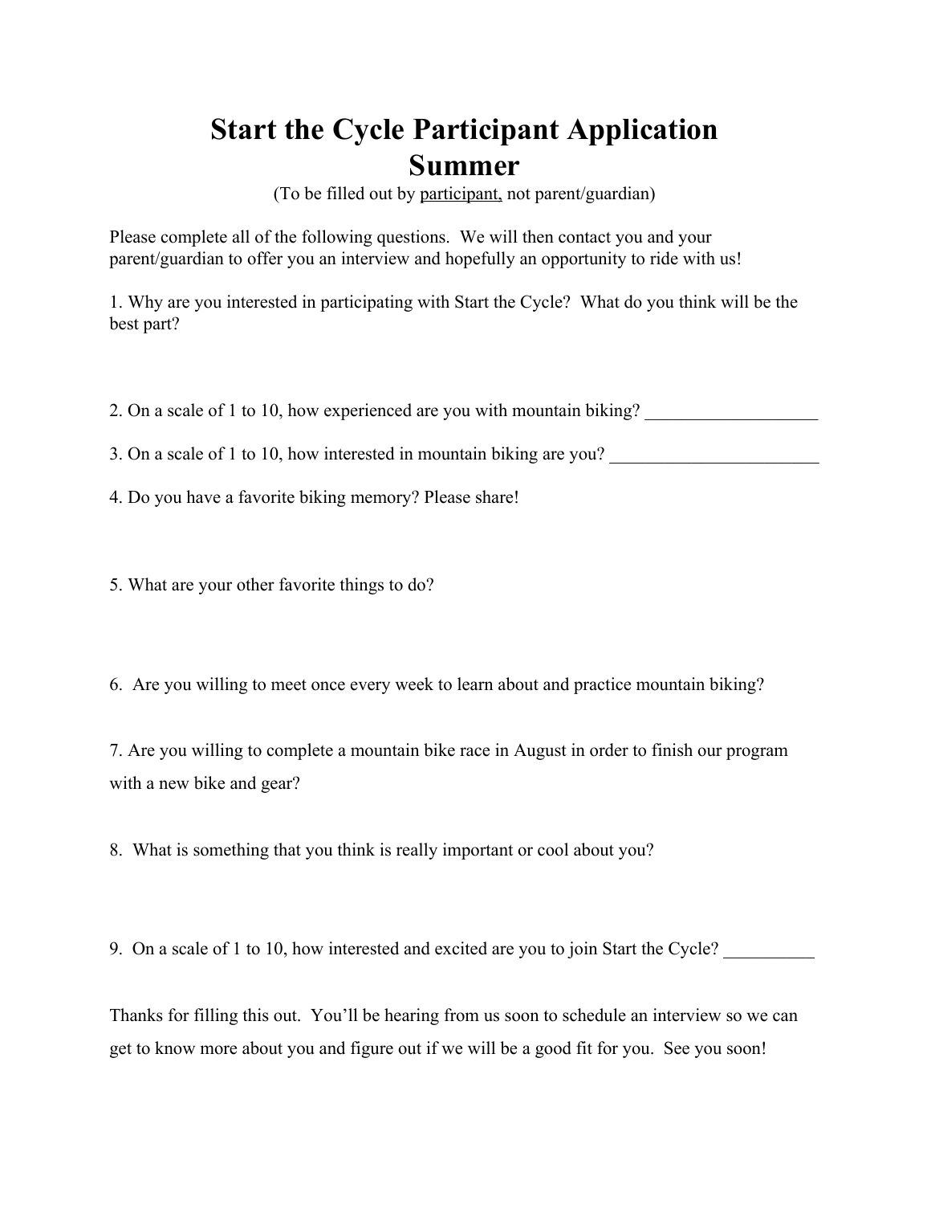# Start the Cycle Participant Application Summer

(To be filled out by <u>participant,</u> not parent/guardian)

Please complete all of the following questions. We will then contact you and your parent/guardian to offer you an interview and hopefully an opportunity to ride with us!

1. Why are you interested in participating with Start the Cycle? What do you think will be the best part?

2. On a scale of 1 to 10, how experienced are you with mountain biking? ___________________

3. On a scale of 1 to 10, how interested in mountain biking are you? _______________________

4. Do you have a favorite biking memory? Please share!

5. What are your other favorite things to do?

6. Are you willing to meet once every week to learn about and practice mountain biking?

7. Are you willing to complete a mountain bike race in August in order to finish our program with a new bike and gear?

8. What is something that you think is really important or cool about you?

9. On a scale of 1 to 10, how interested and excited are you to join Start the Cycle? __________

Thanks for filling this out. You'll be hearing from us soon to schedule an interview so we can get to know more about you and figure out if we will be a good fit for you. See you soon!